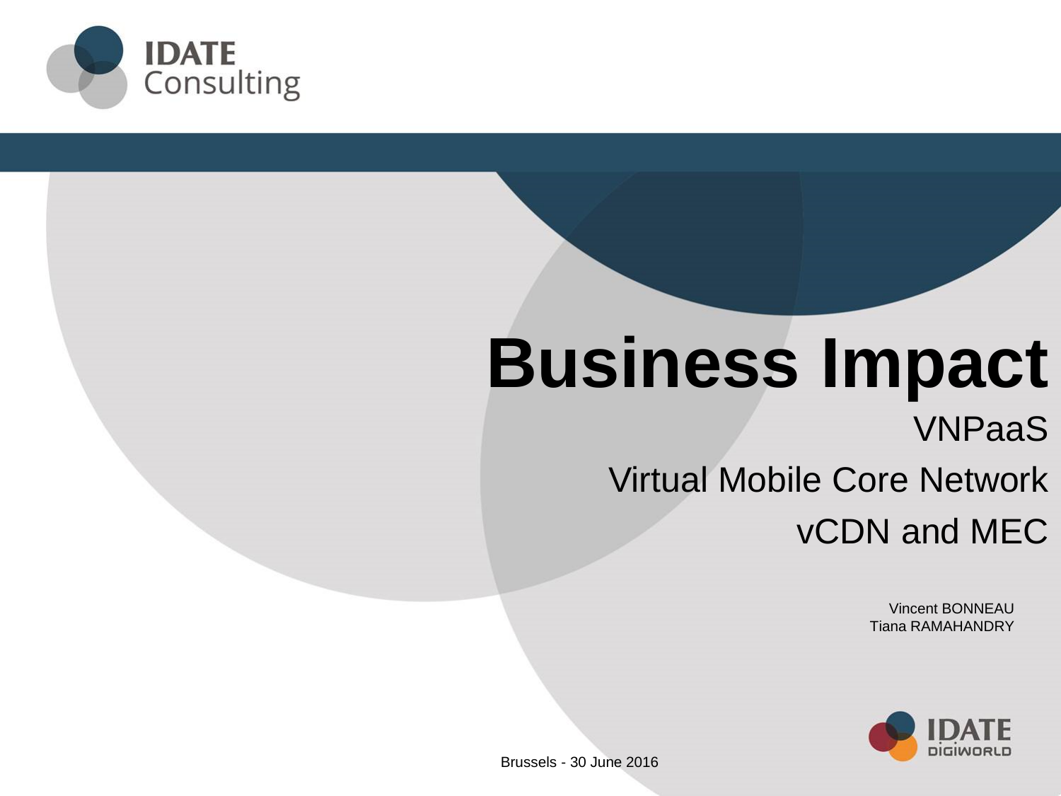IDATE Consulting

# Business Impact

VNPaaS

Virtual Mobile Core Network

vCDN and MEC

Vincent BONNEAU
Tiana RAMAHANDRY

IDATE DIGIWORLD

Brussels - 30 June 2016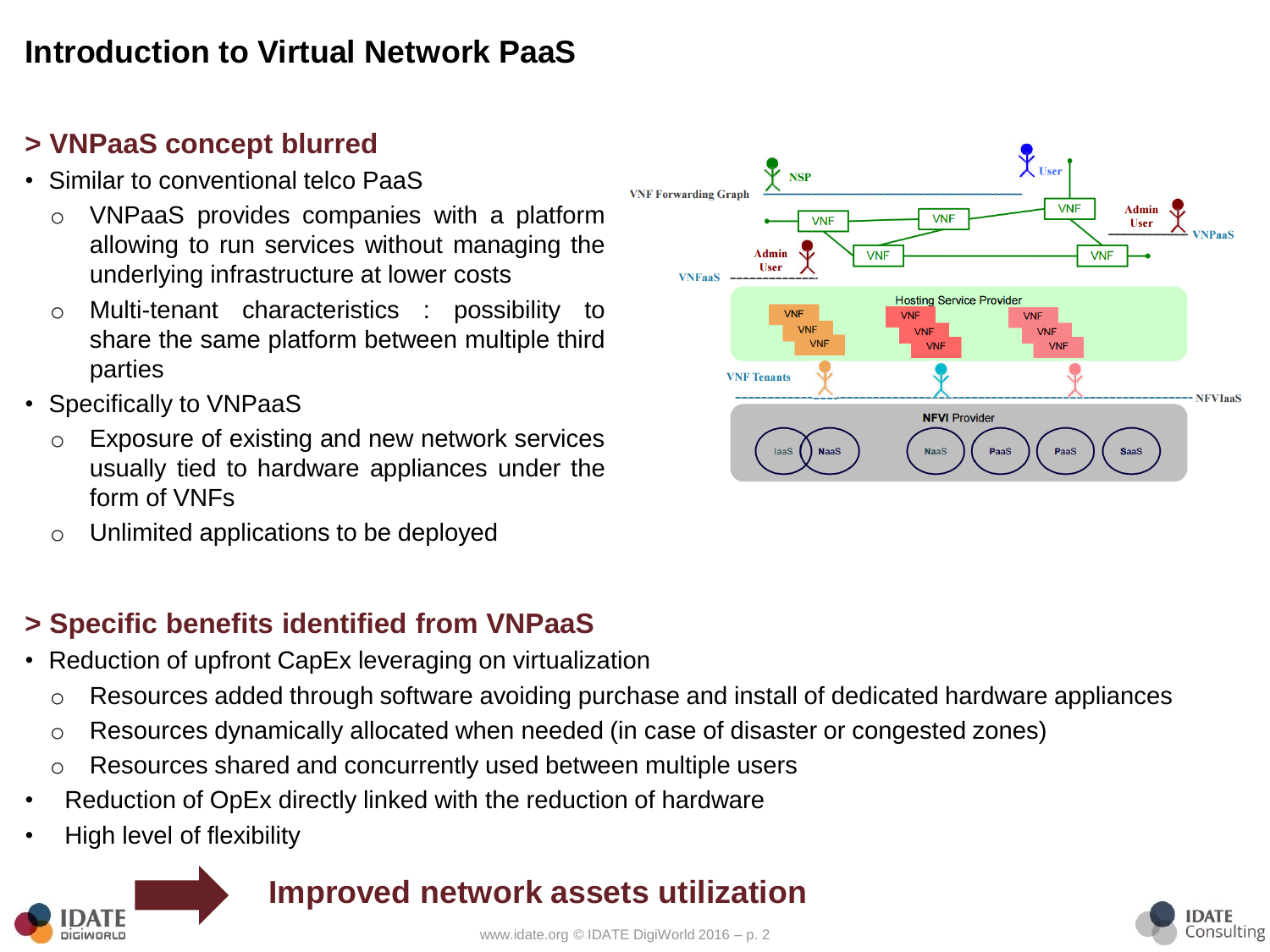# Introduction to Virtual Network PaaS

## > VNPaaS concept blurred

- Similar to conventional telco PaaS
  - VNPaaS provides companies with a platform allowing to run services without managing the underlying infrastructure at lower costs
  - Multi-tenant characteristics : possibility to share the same platform between multiple third parties
- Specifically to VNPaaS
  - Exposure of existing and new network services usually tied to hardware appliances under the form of VNFs
  - Unlimited applications to be deployed

NSP
User
VNF Forwarding Graph
VNF
VNF
VNF
Admin User
VNPaaS
Admin User
VNF
VNF
VNFaaS
Hosting Service Provider
VNF
VNF
VNF
VNF
VNF
VNF
VNF
VNF
VNF
VNF Tenants
NFVIaaS
NFVI Provider
IaaS
NaaS
NaaS
PaaS
PaaS
SaaS

## > Specific benefits identified from VNPaaS

- Reduction of upfront CapEx leveraging on virtualization
  - Resources added through software avoiding purchase and install of dedicated hardware appliances
  - Resources dynamically allocated when needed (in case of disaster or congested zones)
  - Resources shared and concurrently used between multiple users
- Reduction of OpEx directly linked with the reduction of hardware
- High level of flexibility

**Improved network assets utilization**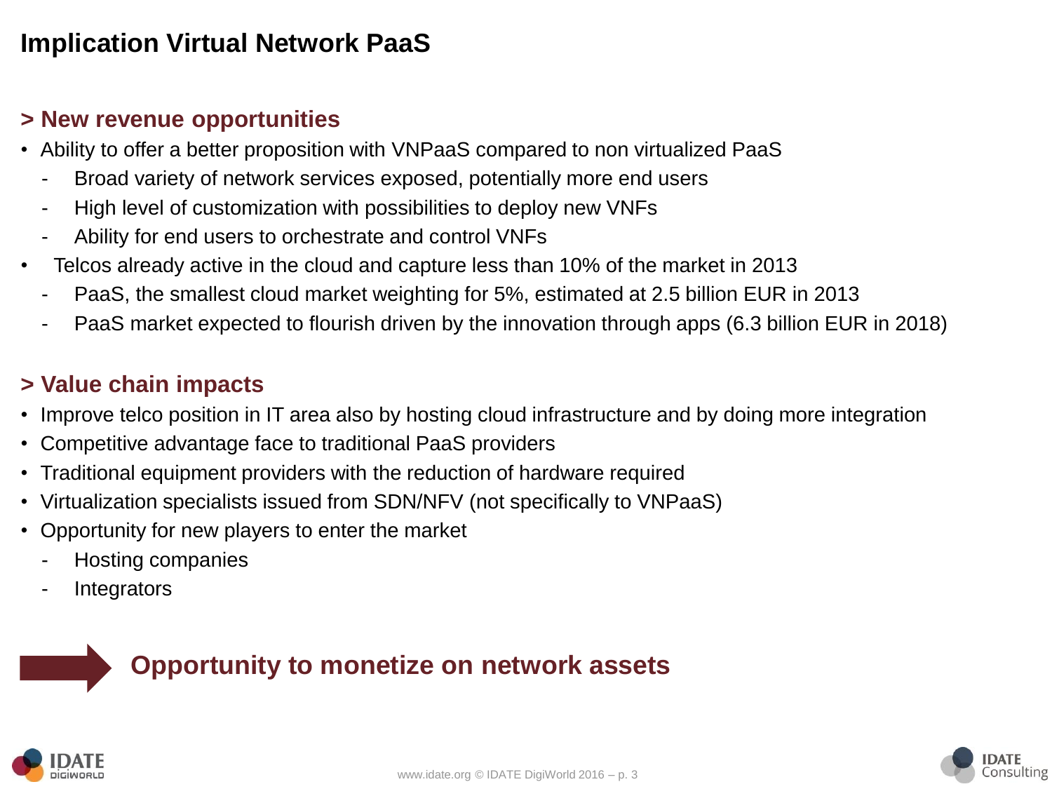# Implication Virtual Network PaaS

## > New revenue opportunities

- Ability to offer a better proposition with VNPaaS compared to non virtualized PaaS
  - Broad variety of network services exposed, potentially more end users
  - High level of customization with possibilities to deploy new VNFs
  - Ability for end users to orchestrate and control VNFs
- Telcos already active in the cloud and capture less than 10% of the market in 2013
  - PaaS, the smallest cloud market weighting for 5%, estimated at 2.5 billion EUR in 2013
  - PaaS market expected to flourish driven by the innovation through apps (6.3 billion EUR in 2018)

## > Value chain impacts

- Improve telco position in IT area also by hosting cloud infrastructure and by doing more integration
- Competitive advantage face to traditional PaaS providers
- Traditional equipment providers with the reduction of hardware required
- Virtualization specialists issued from SDN/NFV (not specifically to VNPaaS)
- Opportunity for new players to enter the market
  - Hosting companies
  - Integrators

**Opportunity to monetize on network assets**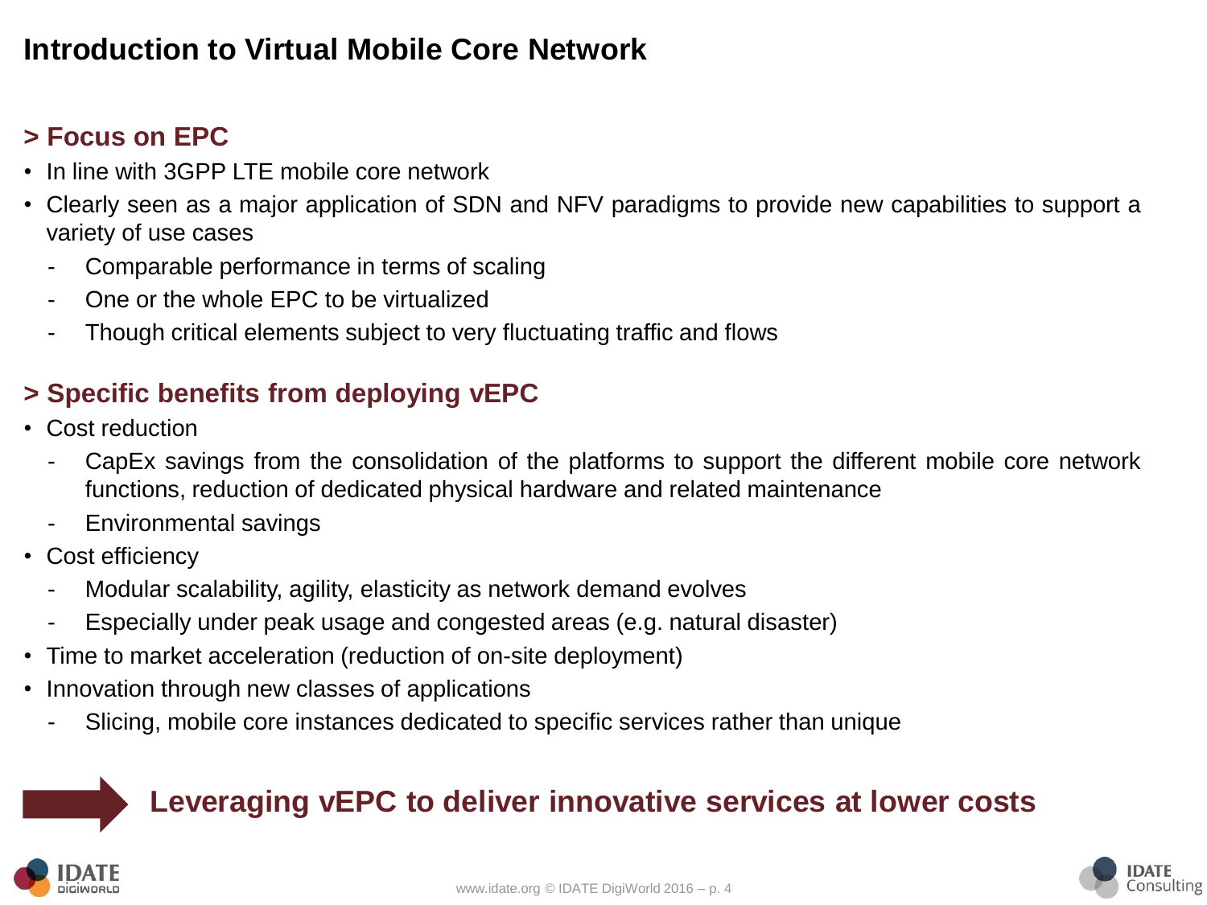# Introduction to Virtual Mobile Core Network

## > Focus on EPC

- In line with 3GPP LTE mobile core network
- Clearly seen as a major application of SDN and NFV paradigms to provide new capabilities to support a variety of use cases
  - Comparable performance in terms of scaling
  - One or the whole EPC to be virtualized
  - Though critical elements subject to very fluctuating traffic and flows

## > Specific benefits from deploying vEPC

- Cost reduction
  - CapEx savings from the consolidation of the platforms to support the different mobile core network functions, reduction of dedicated physical hardware and related maintenance
  - Environmental savings
- Cost efficiency
  - Modular scalability, agility, elasticity as network demand evolves
  - Especially under peak usage and congested areas (e.g. natural disaster)
- Time to market acceleration (reduction of on-site deployment)
- Innovation through new classes of applications
  - Slicing, mobile core instances dedicated to specific services rather than unique

**Leveraging vEPC to deliver innovative services at lower costs**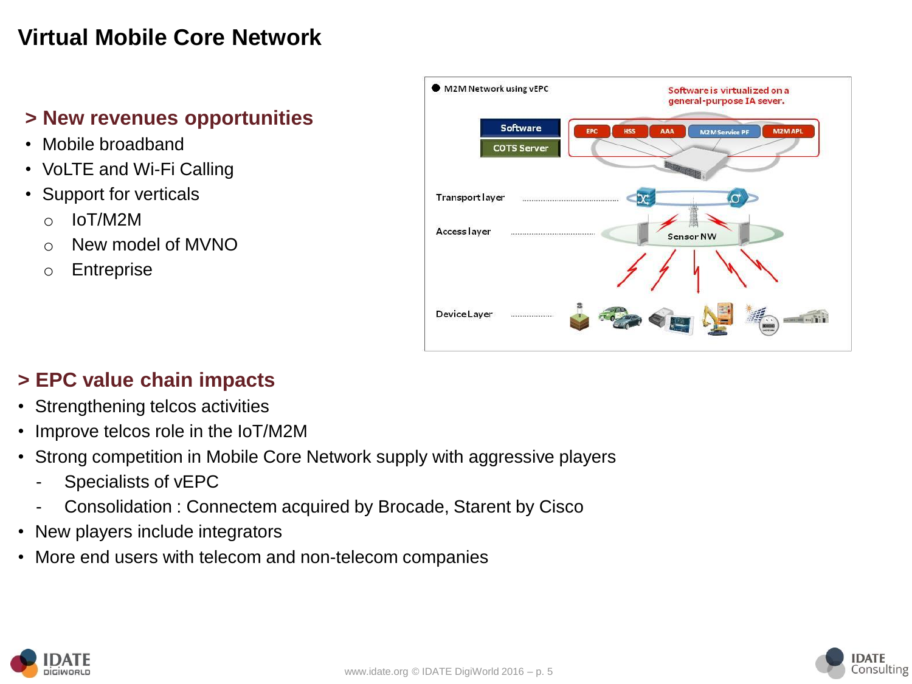# Virtual Mobile Core Network

## > New revenues opportunities

- Mobile broadband
- VoLTE and Wi-Fi Calling
- Support for verticals
  - IoT/M2M
  - New model of MVNO
  - Entreprise

M2M Network using vEPC

Software is virtualized on a general-purpose IA sever.

Software

COTS Server

EPC HSS AAA M2M Service PF M2M APL

Transport layer

Access layer

Sensor NW

Device Layer

## > EPC value chain impacts

- Strengthening telcos activities
- Improve telcos role in the IoT/M2M
- Strong competition in Mobile Core Network supply with aggressive players
  - Specialists of vEPC
  - Consolidation : Connectem acquired by Brocade, Starent by Cisco
- New players include integrators
- More end users with telecom and non-telecom companies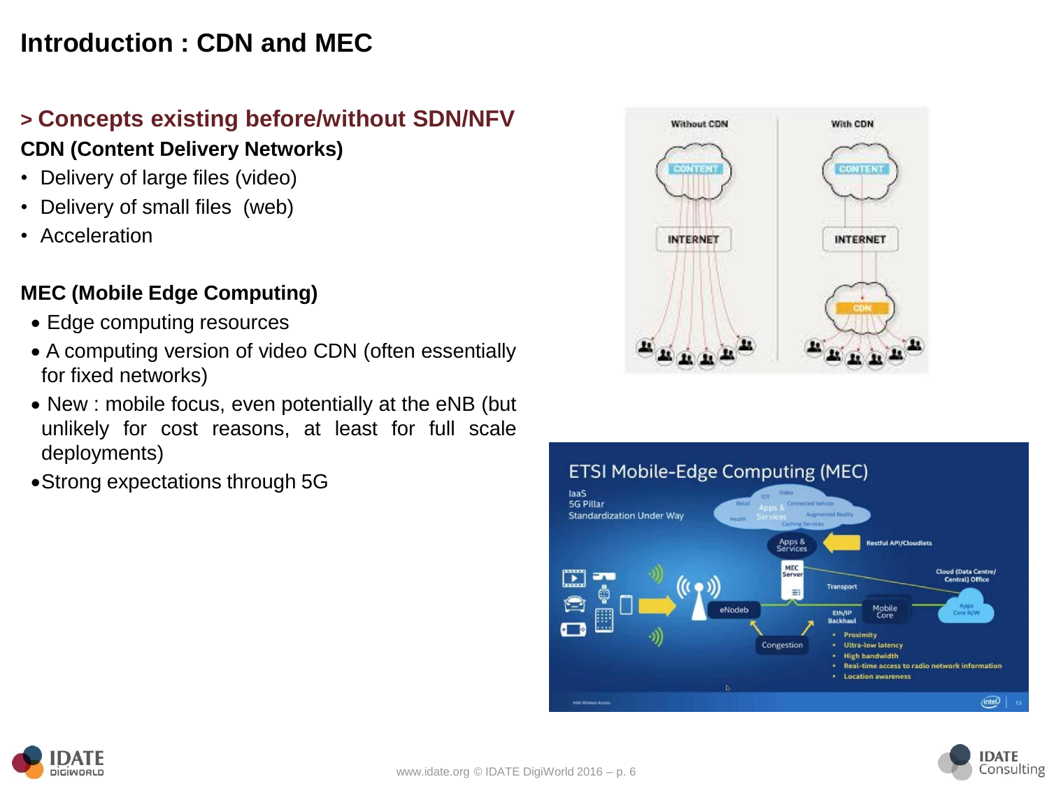# Introduction : CDN and MEC

## > Concepts existing before/without SDN/NFV

**CDN (Content Delivery Networks)**

- Delivery of large files (video)
- Delivery of small files (web)
- Acceleration

**MEC (Mobile Edge Computing)**

- Edge computing resources
- A computing version of video CDN (often essentially for fixed networks)
- New : mobile focus, even potentially at the eNB (but unlikely for cost reasons, at least for full scale deployments)
- Strong expectations through 5G

Without CDN
CONTENT
INTERNET

With CDN
CONTENT
INTERNET
CDN

ETSI Mobile-Edge Computing (MEC)
IaaS
5G Pillar
Standardization Under Way
Apps & Services
Restful API/Cloudlets
MEC Server
Transport
Cloud (Data Centre/ Central) Office
eNodeb
Eth/IP Backhaul
Mobile Core
Congestion
- Proximity
- Ultra-low latency
- High bandwidth
- Real-time access to radio network information
- Location awareness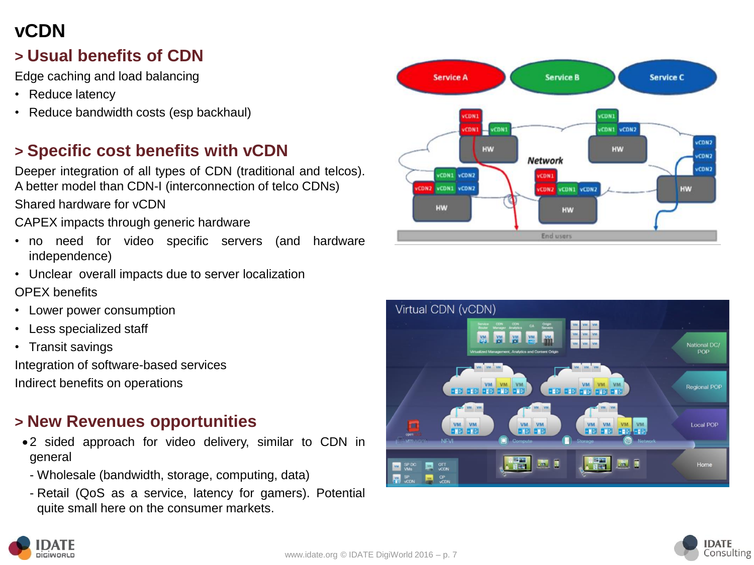# vCDN

## > Usual benefits of CDN

Edge caching and load balancing

- Reduce latency
- Reduce bandwidth costs (esp backhaul)

## > Specific cost benefits with vCDN

Deeper integration of all types of CDN (traditional and telcos). A better model than CDN-I (interconnection of telco CDNs)

Shared hardware for vCDN

CAPEX impacts through generic hardware

- no need for video specific servers (and hardware independence)
- Unclear overall impacts due to server localization

OPEX benefits

- Lower power consumption
- Less specialized staff
- Transit savings

Integration of software-based services

Indirect benefits on operations

## > New Revenues opportunities

- 2 sided approach for video delivery, similar to CDN in general
  - Wholesale (bandwidth, storage, computing, data)
  - Retail (QoS as a service, latency for gamers). Potential quite small here on the consumer markets.

Service A
Service B
Service C
vCDN1
vCDN2
HW
Network
End users

Virtual CDN (vCDN)
National DC/ POP
Regional POP
Local POP
Home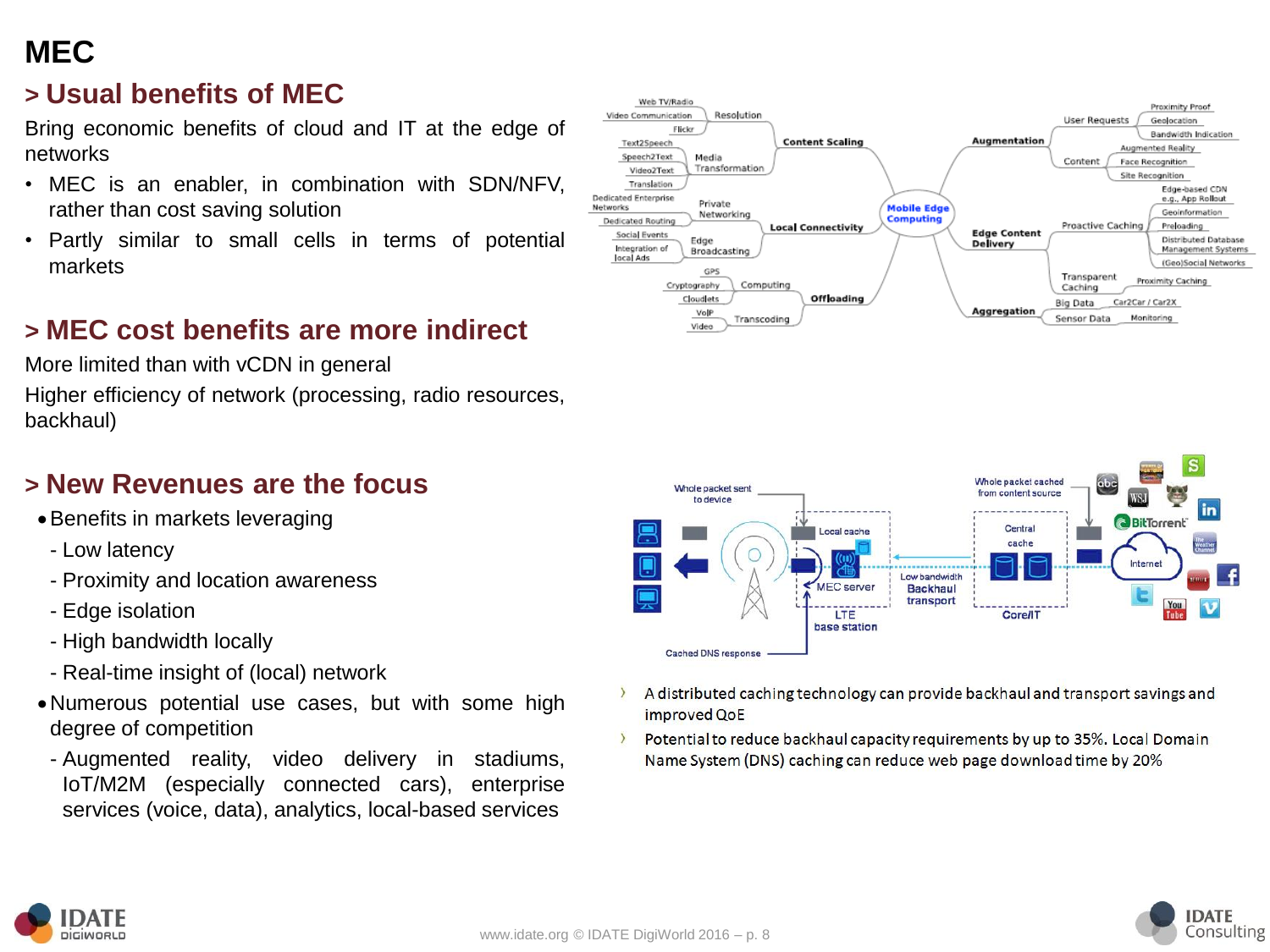# MEC

## > Usual benefits of MEC

Bring economic benefits of cloud and IT at the edge of networks

- MEC is an enabler, in combination with SDN/NFV, rather than cost saving solution
- Partly similar to small cells in terms of potential markets

## > MEC cost benefits are more indirect

More limited than with vCDN in general

Higher efficiency of network (processing, radio resources, backhaul)

## > New Revenues are the focus

- Benefits in markets leveraging
  - Low latency
  - Proximity and location awareness
  - Edge isolation
  - High bandwidth locally
  - Real-time insight of (local) network
- Numerous potential use cases, but with some high degree of competition
  - Augmented reality, video delivery in stadiums, IoT/M2M (especially connected cars), enterprise services (voice, data), analytics, local-based services

Mobile Edge Computing

Content Scaling: Resolution (Web TV/Radio, Video Communication, Flickr); Media Transformation (Text2Speech, Speech2Text, Video2Text, Translation)

Local Connectivity: Private Networking (Dedicated Enterprise Networks, Dedicated Routing); Edge Broadcasting (Social Events, Integration of local Ads)

Offloading: Computing (GPS, Cryptography, Cloudlets); Transcoding (VoIP, Video)

Augmentation: User Requests (Proximity Proof, Geolocation, Bandwidth Indication); Content (Augmented Reality, Face Recognition, Site Recognition)

Edge Content Delivery: Proactive Caching (Edge-based CDN e.g., App Rollout, Geoinformation, Preloading, Distributed Database Management Systems, (Geo)Social Networks); Transparent Caching (Proximity Caching)

Aggregation: Big Data (Car2Car / Car2X); Sensor Data (Monitoring)

Whole packet sent to device

Local cache

MEC server

LTE base station

Cached DNS response

Low bandwidth Backhaul transport

Whole packet cached from content source

Central cache

Core/IT

Internet

- A distributed caching technology can provide backhaul and transport savings and improved QoE
- Potential to reduce backhaul capacity requirements by up to 35%. Local Domain Name System (DNS) caching can reduce web page download time by 20%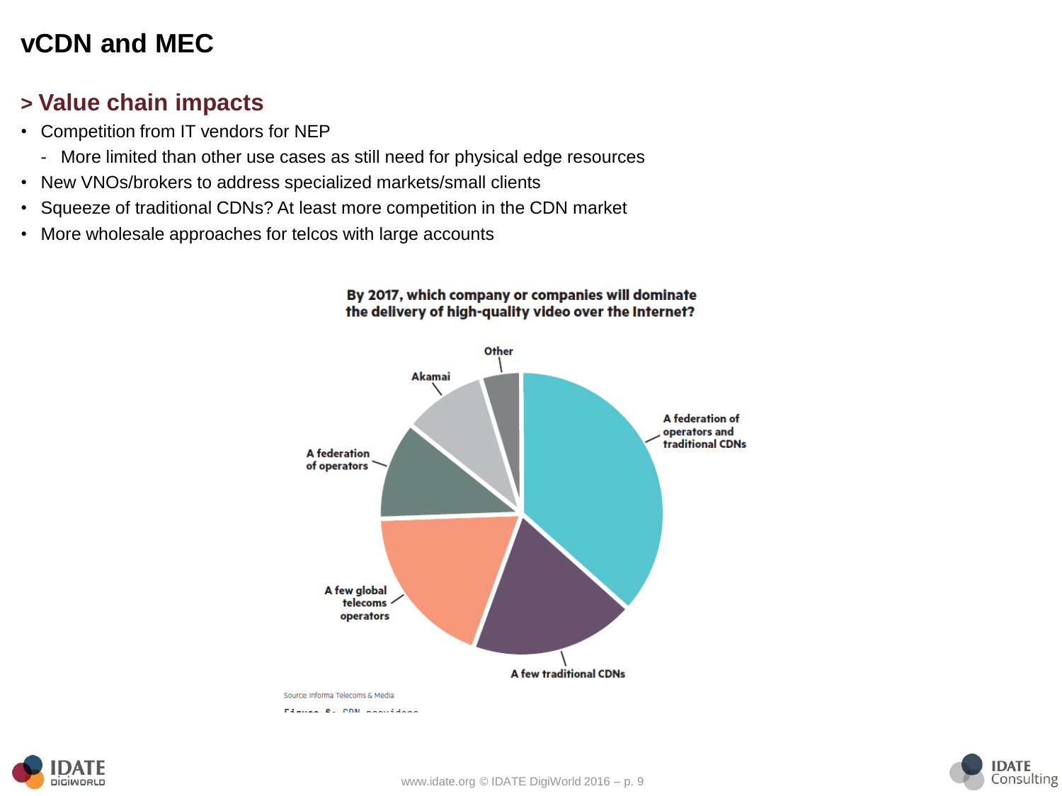# vCDN and MEC

## > Value chain impacts

- Competition from IT vendors for NEP
  - More limited than other use cases as still need for physical edge resources
- New VNOs/brokers to address specialized markets/small clients
- Squeeze of traditional CDNs? At least more competition in the CDN market
- More wholesale approaches for telcos with large accounts

**By 2017, which company or companies will dominate the delivery of high-quality video over the Internet?**

Other

Akamai

A federation of operators and traditional CDNs

A federation of operators

A few global telecoms operators

A few traditional CDNs

Source: Informa Telecoms & Media